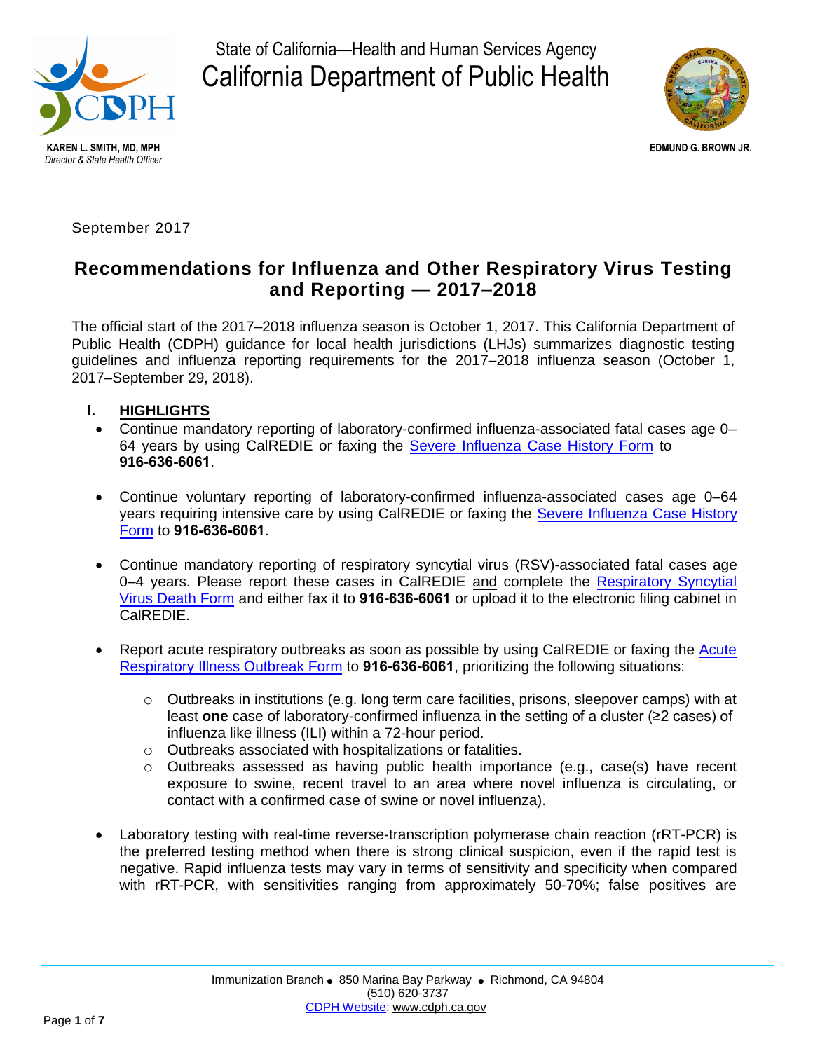State of California—Health and Human Services Agency

California Department of Public Health

KAREN L. SMITH, MD, MPH
*Director & State Health Officer*

EDMUND G. BROWN JR.

September 2017

# Recommendations for Influenza and Other Respiratory Virus Testing and Reporting — 2017–2018

The official start of the 2017–2018 influenza season is October 1, 2017. This California Department of Public Health (CDPH) guidance for local health jurisdictions (LHJs) summarizes diagnostic testing guidelines and influenza reporting requirements for the 2017–2018 influenza season (October 1, 2017–September 29, 2018).

## I. HIGHLIGHTS

- Continue mandatory reporting of laboratory-confirmed influenza-associated fatal cases age 0–64 years by using CalREDIE or faxing the Severe Influenza Case History Form to **916-636-6061**.

- Continue voluntary reporting of laboratory-confirmed influenza-associated cases age 0–64 years requiring intensive care by using CalREDIE or faxing the Severe Influenza Case History Form to **916-636-6061**.

- Continue mandatory reporting of respiratory syncytial virus (RSV)-associated fatal cases age 0–4 years. Please report these cases in CalREDIE and complete the Respiratory Syncytial Virus Death Form and either fax it to **916-636-6061** or upload it to the electronic filing cabinet in CalREDIE.

- Report acute respiratory outbreaks as soon as possible by using CalREDIE or faxing the Acute Respiratory Illness Outbreak Form to **916-636-6061**, prioritizing the following situations:

  - Outbreaks in institutions (e.g. long term care facilities, prisons, sleepover camps) with at least **one** case of laboratory-confirmed influenza in the setting of a cluster (≥2 cases) of influenza like illness (ILI) within a 72-hour period.
  - Outbreaks associated with hospitalizations or fatalities.
  - Outbreaks assessed as having public health importance (e.g., case(s) have recent exposure to swine, recent travel to an area where novel influenza is circulating, or contact with a confirmed case of swine or novel influenza).

- Laboratory testing with real-time reverse-transcription polymerase chain reaction (rRT-PCR) is the preferred testing method when there is strong clinical suspicion, even if the rapid test is negative. Rapid influenza tests may vary in terms of sensitivity and specificity when compared with rRT-PCR, with sensitivities ranging from approximately 50-70%; false positives are

Immunization Branch • 850 Marina Bay Parkway • Richmond, CA 94804
(510) 620-3737
CDPH Website: www.cdph.ca.gov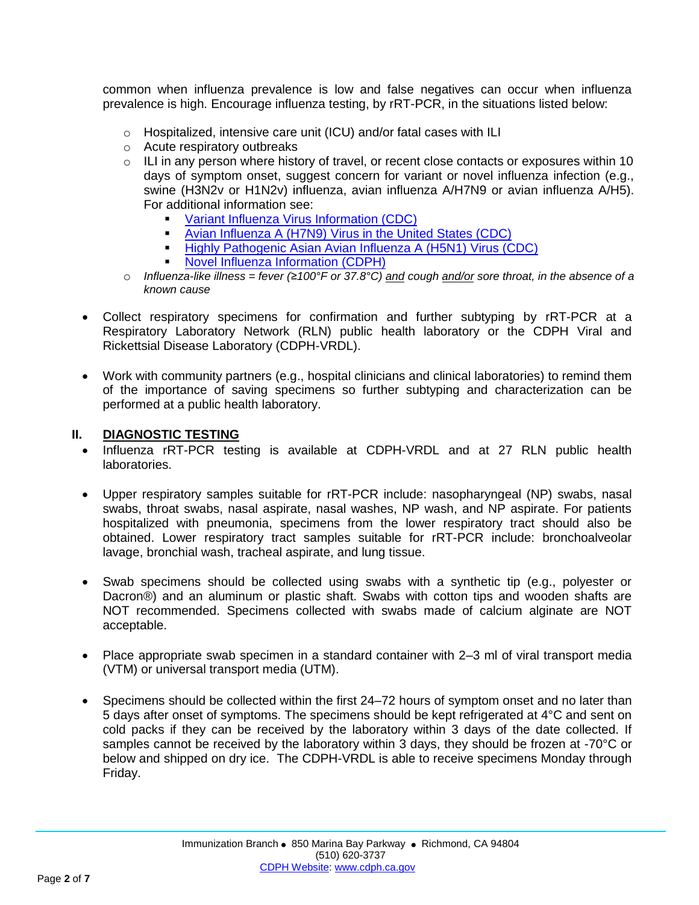common when influenza prevalence is low and false negatives can occur when influenza prevalence is high. Encourage influenza testing, by rRT-PCR, in the situations listed below:

- Hospitalized, intensive care unit (ICU) and/or fatal cases with ILI
- Acute respiratory outbreaks
- ILI in any person where history of travel, or recent close contacts or exposures within 10 days of symptom onset, suggest concern for variant or novel influenza infection (e.g., swine (H3N2v or H1N2v) influenza, avian influenza A/H7N9 or avian influenza A/H5). For additional information see:
    - Variant Influenza Virus Information (CDC)
    - Avian Influenza A (H7N9) Virus in the United States (CDC)
    - Highly Pathogenic Asian Avian Influenza A (H5N1) Virus (CDC)
    - Novel Influenza Information (CDPH)
- *Influenza-like illness = fever (≥100°F or 37.8°C) and cough and/or sore throat, in the absence of a known cause*

- Collect respiratory specimens for confirmation and further subtyping by rRT-PCR at a Respiratory Laboratory Network (RLN) public health laboratory or the CDPH Viral and Rickettsial Disease Laboratory (CDPH-VRDL).

- Work with community partners (e.g., hospital clinicians and clinical laboratories) to remind them of the importance of saving specimens so further subtyping and characterization can be performed at a public health laboratory.

## II. DIAGNOSTIC TESTING

- Influenza rRT-PCR testing is available at CDPH-VRDL and at 27 RLN public health laboratories.

- Upper respiratory samples suitable for rRT-PCR include: nasopharyngeal (NP) swabs, nasal swabs, throat swabs, nasal aspirate, nasal washes, NP wash, and NP aspirate. For patients hospitalized with pneumonia, specimens from the lower respiratory tract should also be obtained. Lower respiratory tract samples suitable for rRT-PCR include: bronchoalveolar lavage, bronchial wash, tracheal aspirate, and lung tissue.

- Swab specimens should be collected using swabs with a synthetic tip (e.g., polyester or Dacron®) and an aluminum or plastic shaft. Swabs with cotton tips and wooden shafts are NOT recommended. Specimens collected with swabs made of calcium alginate are NOT acceptable.

- Place appropriate swab specimen in a standard container with 2–3 ml of viral transport media (VTM) or universal transport media (UTM).

- Specimens should be collected within the first 24–72 hours of symptom onset and no later than 5 days after onset of symptoms. The specimens should be kept refrigerated at 4°C and sent on cold packs if they can be received by the laboratory within 3 days of the date collected. If samples cannot be received by the laboratory within 3 days, they should be frozen at -70°C or below and shipped on dry ice. The CDPH-VRDL is able to receive specimens Monday through Friday.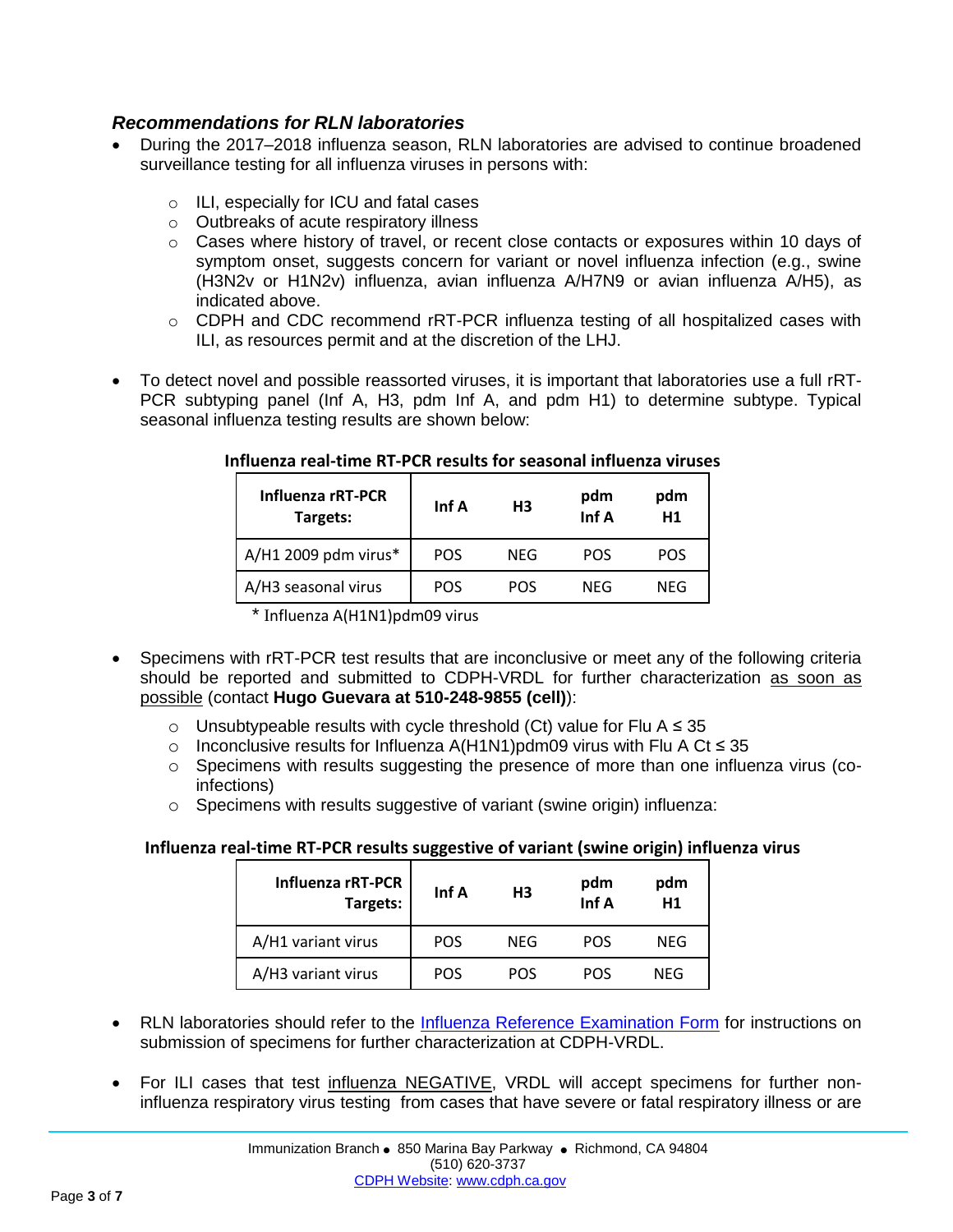### *Recommendations for RLN laboratories*

- During the 2017–2018 influenza season, RLN laboratories are advised to continue broadened surveillance testing for all influenza viruses in persons with:
  - ILI, especially for ICU and fatal cases
  - Outbreaks of acute respiratory illness
  - Cases where history of travel, or recent close contacts or exposures within 10 days of symptom onset, suggests concern for variant or novel influenza infection (e.g., swine (H3N2v or H1N2v) influenza, avian influenza A/H7N9 or avian influenza A/H5), as indicated above.
  - CDPH and CDC recommend rRT-PCR influenza testing of all hospitalized cases with ILI, as resources permit and at the discretion of the LHJ.

- To detect novel and possible reassorted viruses, it is important that laboratories use a full rRT-PCR subtyping panel (Inf A, H3, pdm Inf A, and pdm H1) to determine subtype. Typical seasonal influenza testing results are shown below:

**Influenza real-time RT-PCR results for seasonal influenza viruses**

| Influenza rRT-PCR Targets: | Inf A | H3 | pdm Inf A | pdm H1 |
|---|---|---|---|---|
| A/H1 2009 pdm virus* | POS | NEG | POS | POS |
| A/H3 seasonal virus | POS | POS | NEG | NEG |

\* Influenza A(H1N1)pdm09 virus

- Specimens with rRT-PCR test results that are inconclusive or meet any of the following criteria should be reported and submitted to CDPH-VRDL for further characterization <u>as soon as possible</u> (contact **Hugo Guevara at 510-248-9855 (cell)**):
  - Unsubtypeable results with cycle threshold (Ct) value for Flu A ≤ 35
  - Inconclusive results for Influenza A(H1N1)pdm09 virus with Flu A Ct ≤ 35
  - Specimens with results suggesting the presence of more than one influenza virus (co-infections)
  - Specimens with results suggestive of variant (swine origin) influenza:

**Influenza real-time RT-PCR results suggestive of variant (swine origin) influenza virus**

| Influenza rRT-PCR Targets: | Inf A | H3 | pdm Inf A | pdm H1 |
|---|---|---|---|---|
| A/H1 variant virus | POS | NEG | POS | NEG |
| A/H3 variant virus | POS | POS | POS | NEG |

- RLN laboratories should refer to the [Influenza Reference Examination Form]() for instructions on submission of specimens for further characterization at CDPH-VRDL.

- For ILI cases that test <u>influenza NEGATIVE</u>, VRDL will accept specimens for further non-influenza respiratory virus testing from cases that have severe or fatal respiratory illness or are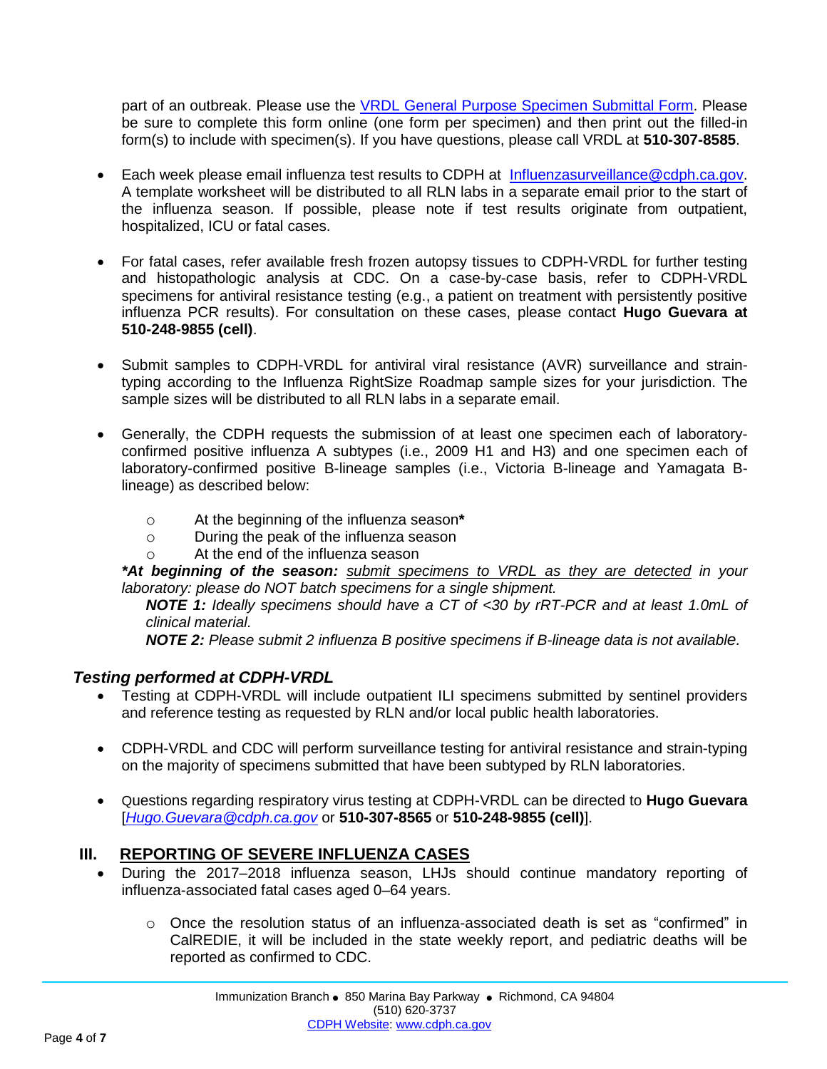part of an outbreak. Please use the [VRDL General Purpose Specimen Submittal Form](). Please be sure to complete this form online (one form per specimen) and then print out the filled-in form(s) to include with specimen(s). If you have questions, please call VRDL at **510-307-8585**.

- Each week please email influenza test results to CDPH at [Influenzasurveillance@cdph.ca.gov](mailto:Influenzasurveillance@cdph.ca.gov). A template worksheet will be distributed to all RLN labs in a separate email prior to the start of the influenza season. If possible, please note if test results originate from outpatient, hospitalized, ICU or fatal cases.

- For fatal cases, refer available fresh frozen autopsy tissues to CDPH-VRDL for further testing and histopathologic analysis at CDC. On a case-by-case basis, refer to CDPH-VRDL specimens for antiviral resistance testing (e.g., a patient on treatment with persistently positive influenza PCR results). For consultation on these cases, please contact **Hugo Guevara at 510-248-9855 (cell)**.

- Submit samples to CDPH-VRDL for antiviral viral resistance (AVR) surveillance and strain-typing according to the Influenza RightSize Roadmap sample sizes for your jurisdiction. The sample sizes will be distributed to all RLN labs in a separate email.

- Generally, the CDPH requests the submission of at least one specimen each of laboratory-confirmed positive influenza A subtypes (i.e., 2009 H1 and H3) and one specimen each of laboratory-confirmed positive B-lineage samples (i.e., Victoria B-lineage and Yamagata B-lineage) as described below:

  - At the beginning of the influenza season**\***
  - During the peak of the influenza season
  - At the end of the influenza season

  ***\*At beginning of the season:*** *<u>submit specimens to VRDL as they are detected</u> in your laboratory: please do NOT batch specimens for a single shipment.*

  ***NOTE 1:*** *Ideally specimens should have a CT of <30 by rRT-PCR and at least 1.0mL of clinical material.*

  ***NOTE 2:*** *Please submit 2 influenza B positive specimens if B-lineage data is not available.*

### *Testing performed at CDPH-VRDL*

- Testing at CDPH-VRDL will include outpatient ILI specimens submitted by sentinel providers and reference testing as requested by RLN and/or local public health laboratories.

- CDPH-VRDL and CDC will perform surveillance testing for antiviral resistance and strain-typing on the majority of specimens submitted that have been subtyped by RLN laboratories.

- Questions regarding respiratory virus testing at CDPH-VRDL can be directed to **Hugo Guevara** [*[Hugo.Guevara@cdph.ca.gov](mailto:Hugo.Guevara@cdph.ca.gov)* or **510-307-8565** or **510-248-9855 (cell)**].

## III. <u>REPORTING OF SEVERE INFLUENZA CASES</u>

- During the 2017–2018 influenza season, LHJs should continue mandatory reporting of influenza-associated fatal cases aged 0–64 years.

  - Once the resolution status of an influenza-associated death is set as "confirmed" in CalREDIE, it will be included in the state weekly report, and pediatric deaths will be reported as confirmed to CDC.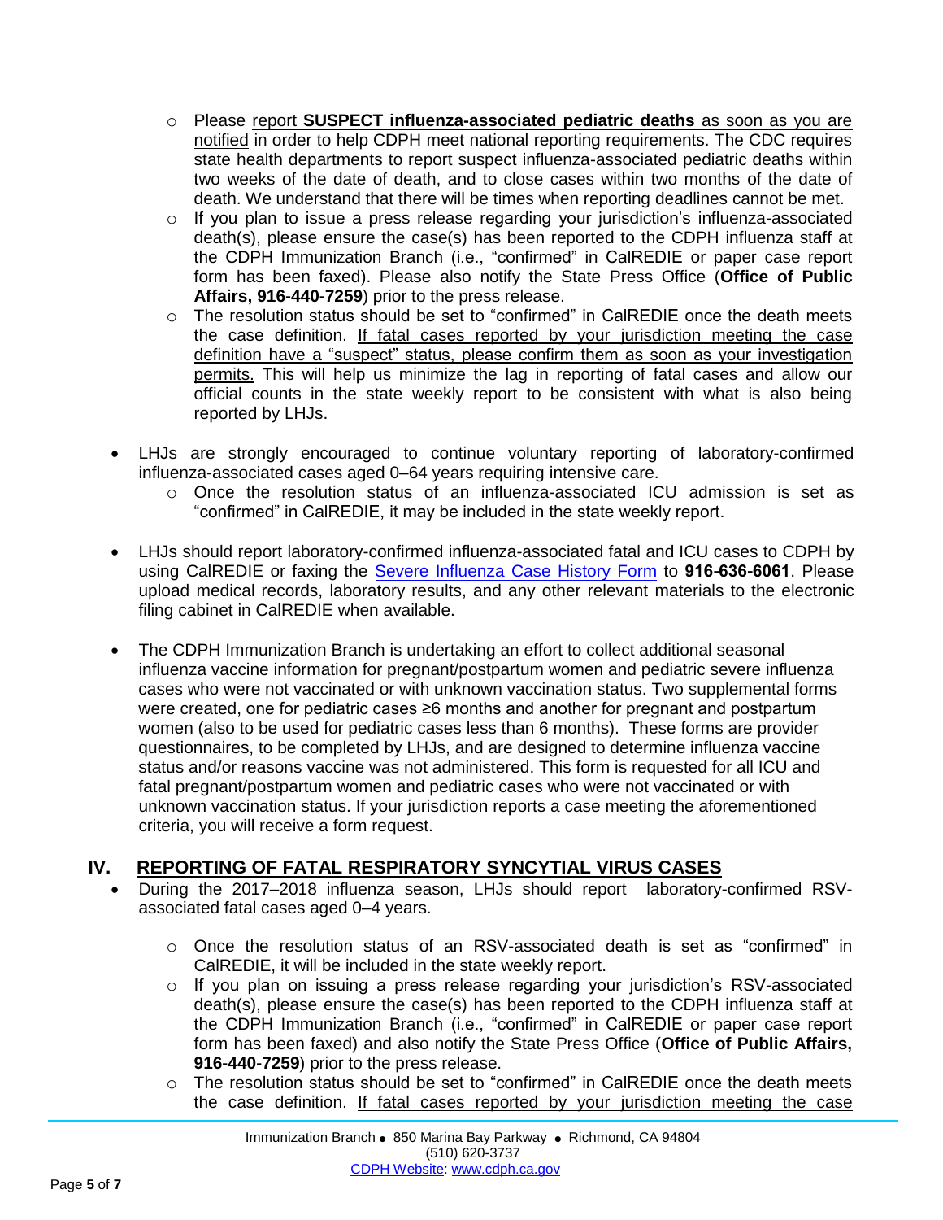- Please report **SUSPECT influenza-associated pediatric deaths** as soon as you are notified in order to help CDPH meet national reporting requirements. The CDC requires state health departments to report suspect influenza-associated pediatric deaths within two weeks of the date of death, and to close cases within two months of the date of death. We understand that there will be times when reporting deadlines cannot be met.
  - If you plan to issue a press release regarding your jurisdiction's influenza-associated death(s), please ensure the case(s) has been reported to the CDPH influenza staff at the CDPH Immunization Branch (i.e., "confirmed" in CalREDIE or paper case report form has been faxed). Please also notify the State Press Office (**Office of Public Affairs, 916-440-7259**) prior to the press release.
  - The resolution status should be set to "confirmed" in CalREDIE once the death meets the case definition. If fatal cases reported by your jurisdiction meeting the case definition have a "suspect" status, please confirm them as soon as your investigation permits. This will help us minimize the lag in reporting of fatal cases and allow our official counts in the state weekly report to be consistent with what is also being reported by LHJs.

- LHJs are strongly encouraged to continue voluntary reporting of laboratory-confirmed influenza-associated cases aged 0–64 years requiring intensive care.
  - Once the resolution status of an influenza-associated ICU admission is set as "confirmed" in CalREDIE, it may be included in the state weekly report.

- LHJs should report laboratory-confirmed influenza-associated fatal and ICU cases to CDPH by using CalREDIE or faxing the Severe Influenza Case History Form to **916-636-6061**. Please upload medical records, laboratory results, and any other relevant materials to the electronic filing cabinet in CalREDIE when available.

- The CDPH Immunization Branch is undertaking an effort to collect additional seasonal influenza vaccine information for pregnant/postpartum women and pediatric severe influenza cases who were not vaccinated or with unknown vaccination status. Two supplemental forms were created, one for pediatric cases ≥6 months and another for pregnant and postpartum women (also to be used for pediatric cases less than 6 months). These forms are provider questionnaires, to be completed by LHJs, and are designed to determine influenza vaccine status and/or reasons vaccine was not administered. This form is requested for all ICU and fatal pregnant/postpartum women and pediatric cases who were not vaccinated or with unknown vaccination status. If your jurisdiction reports a case meeting the aforementioned criteria, you will receive a form request.

## IV. REPORTING OF FATAL RESPIRATORY SYNCYTIAL VIRUS CASES

- During the 2017–2018 influenza season, LHJs should report laboratory-confirmed RSV-associated fatal cases aged 0–4 years.
  - Once the resolution status of an RSV-associated death is set as "confirmed" in CalREDIE, it will be included in the state weekly report.
  - If you plan on issuing a press release regarding your jurisdiction's RSV-associated death(s), please ensure the case(s) has been reported to the CDPH influenza staff at the CDPH Immunization Branch (i.e., "confirmed" in CalREDIE or paper case report form has been faxed) and also notify the State Press Office (**Office of Public Affairs, 916-440-7259**) prior to the press release.
  - The resolution status should be set to "confirmed" in CalREDIE once the death meets the case definition. If fatal cases reported by your jurisdiction meeting the case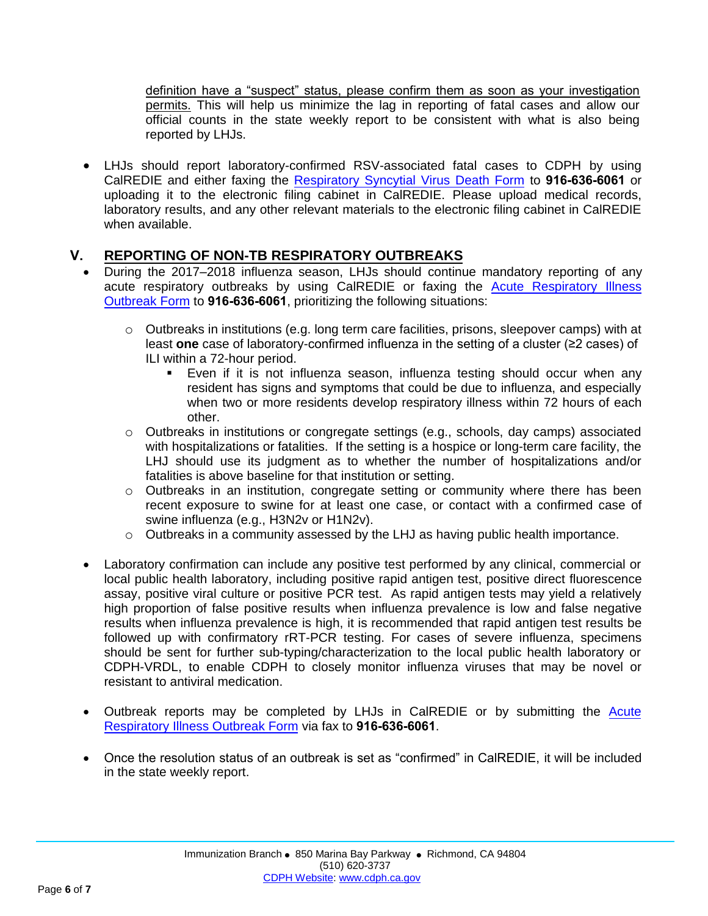definition have a "suspect" status, please confirm them as soon as your investigation permits. This will help us minimize the lag in reporting of fatal cases and allow our official counts in the state weekly report to be consistent with what is also being reported by LHJs.

- LHJs should report laboratory-confirmed RSV-associated fatal cases to CDPH by using CalREDIE and either faxing the Respiratory Syncytial Virus Death Form to **916-636-6061** or uploading it to the electronic filing cabinet in CalREDIE. Please upload medical records, laboratory results, and any other relevant materials to the electronic filing cabinet in CalREDIE when available.

## V. REPORTING OF NON-TB RESPIRATORY OUTBREAKS

- During the 2017–2018 influenza season, LHJs should continue mandatory reporting of any acute respiratory outbreaks by using CalREDIE or faxing the Acute Respiratory Illness Outbreak Form to **916-636-6061**, prioritizing the following situations:
  - Outbreaks in institutions (e.g. long term care facilities, prisons, sleepover camps) with at least **one** case of laboratory-confirmed influenza in the setting of a cluster (≥2 cases) of ILI within a 72-hour period.
    - Even if it is not influenza season, influenza testing should occur when any resident has signs and symptoms that could be due to influenza, and especially when two or more residents develop respiratory illness within 72 hours of each other.
  - Outbreaks in institutions or congregate settings (e.g., schools, day camps) associated with hospitalizations or fatalities. If the setting is a hospice or long-term care facility, the LHJ should use its judgment as to whether the number of hospitalizations and/or fatalities is above baseline for that institution or setting.
  - Outbreaks in an institution, congregate setting or community where there has been recent exposure to swine for at least one case, or contact with a confirmed case of swine influenza (e.g., H3N2v or H1N2v).
  - Outbreaks in a community assessed by the LHJ as having public health importance.

- Laboratory confirmation can include any positive test performed by any clinical, commercial or local public health laboratory, including positive rapid antigen test, positive direct fluorescence assay, positive viral culture or positive PCR test. As rapid antigen tests may yield a relatively high proportion of false positive results when influenza prevalence is low and false negative results when influenza prevalence is high, it is recommended that rapid antigen test results be followed up with confirmatory rRT-PCR testing. For cases of severe influenza, specimens should be sent for further sub-typing/characterization to the local public health laboratory or CDPH-VRDL, to enable CDPH to closely monitor influenza viruses that may be novel or resistant to antiviral medication.

- Outbreak reports may be completed by LHJs in CalREDIE or by submitting the Acute Respiratory Illness Outbreak Form via fax to **916-636-6061**.

- Once the resolution status of an outbreak is set as "confirmed" in CalREDIE, it will be included in the state weekly report.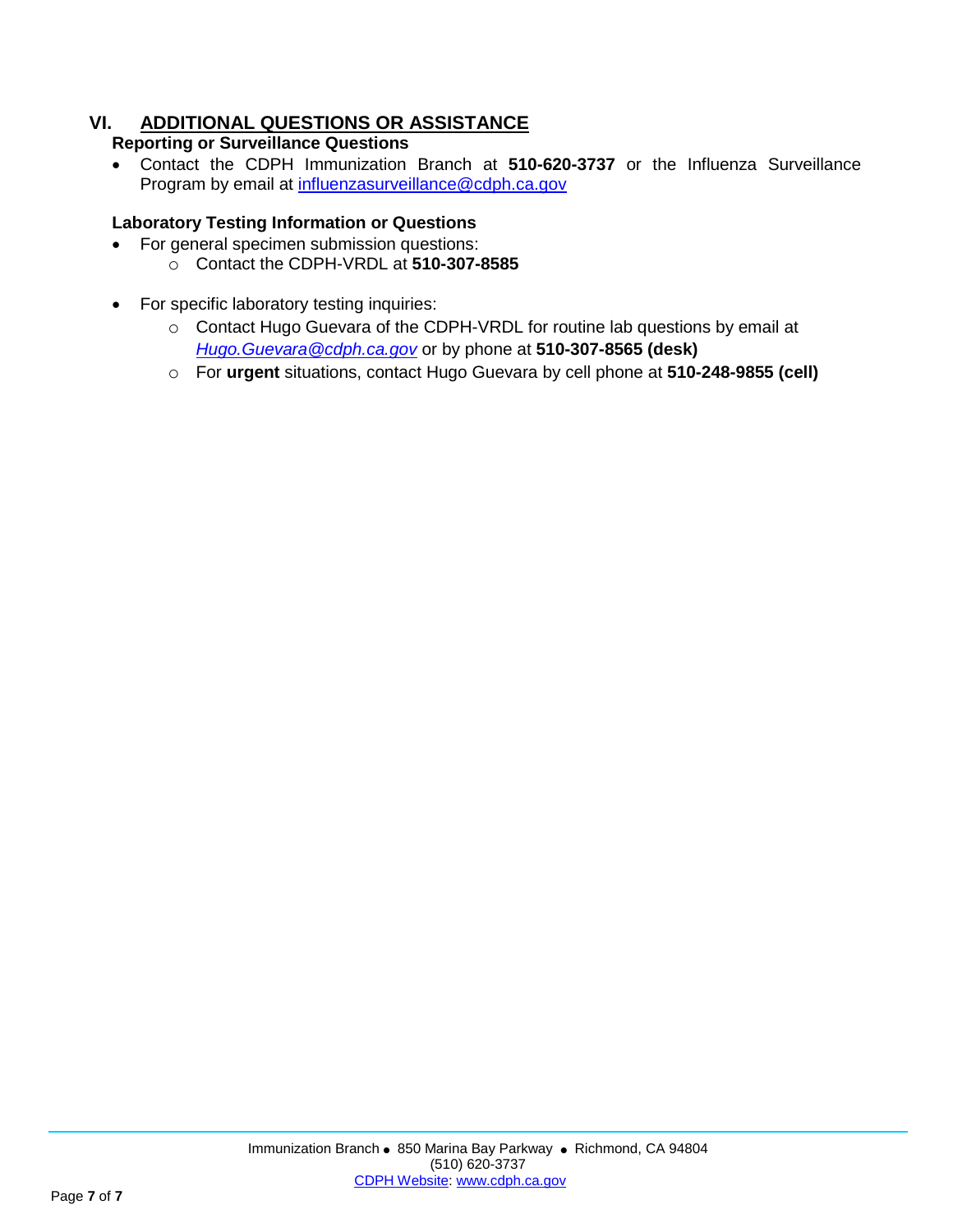## VI. ADDITIONAL QUESTIONS OR ASSISTANCE

**Reporting or Surveillance Questions**

- Contact the CDPH Immunization Branch at **510-620-3737** or the Influenza Surveillance Program by email at influenzasurveillance@cdph.ca.gov

**Laboratory Testing Information or Questions**

- For general specimen submission questions:
  - Contact the CDPH-VRDL at **510-307-8585**

- For specific laboratory testing inquiries:
  - Contact Hugo Guevara of the CDPH-VRDL for routine lab questions by email at *Hugo.Guevara@cdph.ca.gov* or by phone at **510-307-8565 (desk)**
  - For **urgent** situations, contact Hugo Guevara by cell phone at **510-248-9855 (cell)**

Immunization Branch • 850 Marina Bay Parkway • Richmond, CA 94804
(510) 620-3737
CDPH Website: www.cdph.ca.gov